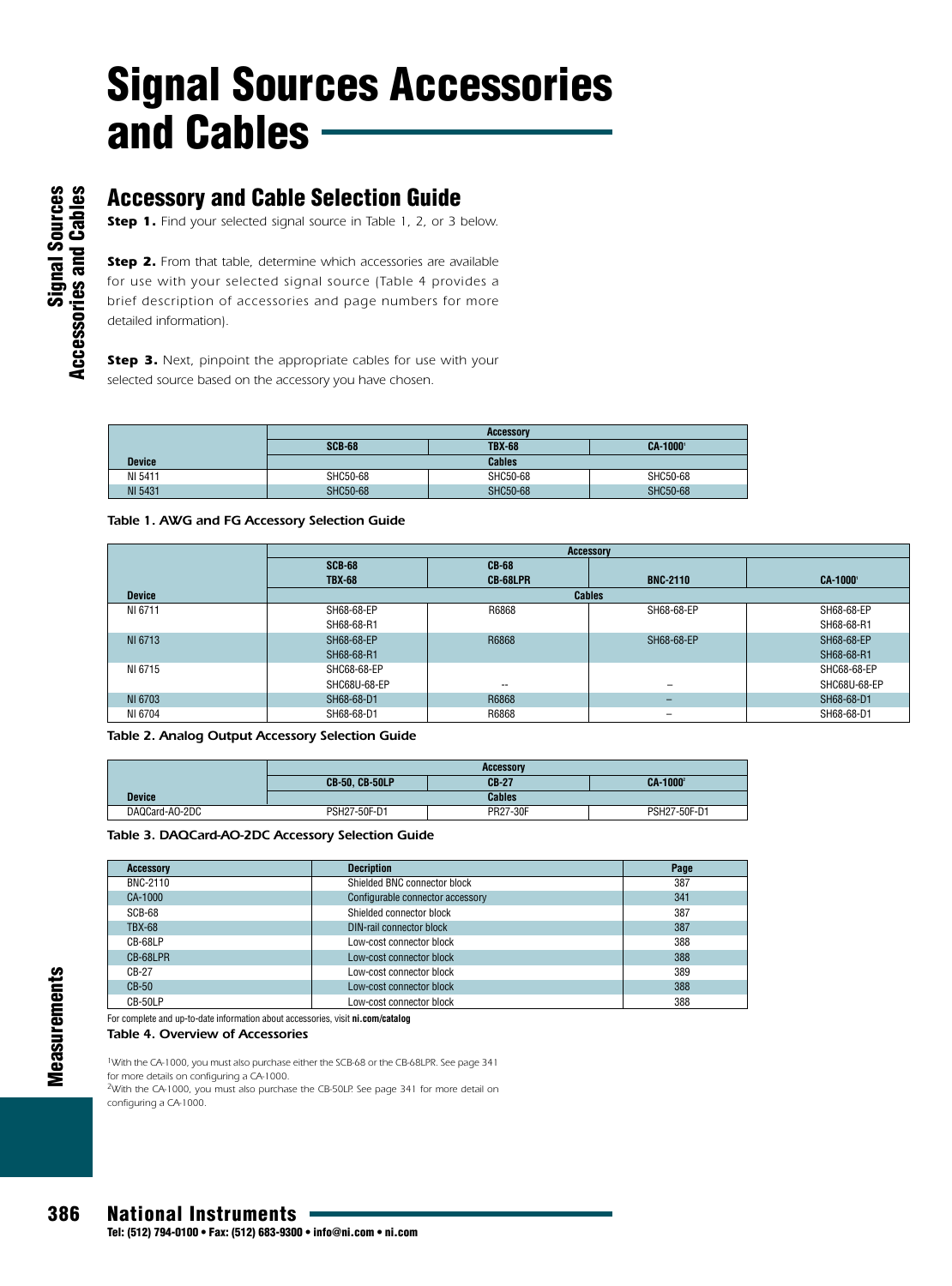# Signal Sources Accessories and Cables

## Accessory and Cable Selection Guide

**Step 1.** Find your selected signal source in Table 1, 2, or 3 below.

**Step 2.** From that table, determine which accessories are available for use with your selected signal source (Table 4 provides a brief description of accessories and page numbers for more detailed information).

**Step 3.** Next, pinpoint the appropriate cables for use with your selected source based on the accessory you have chosen.

| | Accessory | | |
|---|---|---|---|
| | SCB-68 | TBX-68 | CA-1000[1] |
| Device | Cables | | |
| NI 5411 | SHC50-68 | SHC50-68 | SHC50-68 |
| NI 5431 | SHC50-68 | SHC50-68 | SHC50-68 |

Table 1. AWG and FG Accessory Selection Guide

| | Accessory | | | |
|---|---|---|---|---|
| | SCB-68 TBX-68 | CB-68 CB-68LPR | BNC-2110 | CA-1000[1] |
| Device | Cables | | | |
| NI 6711 | SH68-68-EP SH68-68-R1 | R6868 | SH68-68-EP | SH68-68-EP SH68-68-R1 |
| NI 6713 | SH68-68-EP SH68-68-R1 | R6868 | SH68-68-EP | SH68-68-EP SH68-68-R1 |
| NI 6715 | SHC68-68-EP SHC68U-68-EP | -- | – | SHC68-68-EP SHC68U-68-EP |
| NI 6703 | SH68-68-D1 | R6868 | – | SH68-68-D1 |
| NI 6704 | SH68-68-D1 | R6868 | – | SH68-68-D1 |

Table 2. Analog Output Accessory Selection Guide

| | Accessory | | |
|---|---|---|---|
| | CB-50, CB-50LP | CB-27 | CA-1000[2] |
| Device | Cables | | |
| DAQCard-AO-2DC | PSH27-50F-D1 | PR27-30F | PSH27-50F-D1 |

Table 3. DAQCard-AO-2DC Accessory Selection Guide

| Accessory | Decription | Page |
|---|---|---|
| BNC-2110 | Shielded BNC connector block | 387 |
| CA-1000 | Configurable connector accessory | 341 |
| SCB-68 | Shielded connector block | 387 |
| TBX-68 | DIN-rail connector block | 387 |
| CB-68LP | Low-cost connector block | 388 |
| CB-68LPR | Low-cost connector block | 388 |
| CB-27 | Low-cost connector block | 389 |
| CB-50 | Low-cost connector block | 388 |
| CB-50LP | Low-cost connector block | 388 |

For complete and up-to-date information about accessories, visit **ni.com/catalog**

Table 4. Overview of Accessories

[1]With the CA-1000, you must also purchase either the SCB-68 or the CB-68LPR. See page 341 for more details on configuring a CA-1000.

[2]With the CA-1000, you must also purchase the CB-50LP. See page 341 for more detail on configuring a CA-1000.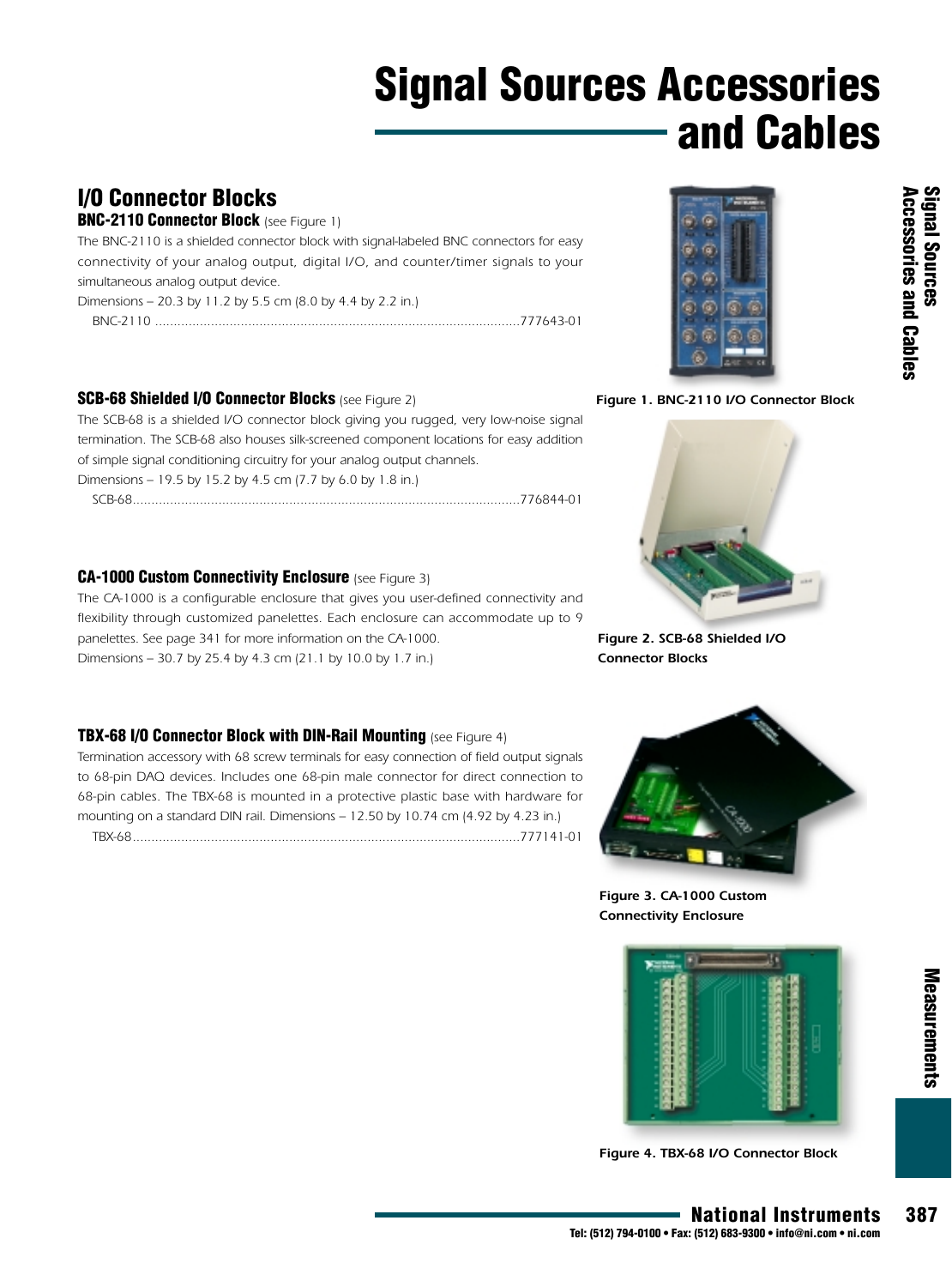# Signal Sources Accessories and Cables

## I/O Connector Blocks

### BNC-2110 Connector Block (see Figure 1)

The BNC-2110 is a shielded connector block with signal-labeled BNC connectors for easy connectivity of your analog output, digital I/O, and counter/timer signals to your simultaneous analog output device.

Dimensions – 20.3 by 11.2 by 5.5 cm (8.0 by 4.4 by 2.2 in.)

BNC-2110 ....................................................................................................777643-01

**Figure 1. BNC-2110 I/O Connector Block**

### SCB-68 Shielded I/O Connector Blocks (see Figure 2)

The SCB-68 is a shielded I/O connector block giving you rugged, very low-noise signal termination. The SCB-68 also houses silk-screened component locations for easy addition of simple signal conditioning circuitry for your analog output channels.

Dimensions – 19.5 by 15.2 by 4.5 cm (7.7 by 6.0 by 1.8 in.)

SCB-68.........................................................................................................776844-01

**Figure 2. SCB-68 Shielded I/O Connector Blocks**

### CA-1000 Custom Connectivity Enclosure (see Figure 3)

The CA-1000 is a configurable enclosure that gives you user-defined connectivity and flexibility through customized panelettes. Each enclosure can accommodate up to 9 panelettes. See page 341 for more information on the CA-1000.

Dimensions – 30.7 by 25.4 by 4.3 cm (21.1 by 10.0 by 1.7 in.)

**Figure 3. CA-1000 Custom Connectivity Enclosure**

### TBX-68 I/O Connector Block with DIN-Rail Mounting (see Figure 4)

Termination accessory with 68 screw terminals for easy connection of field output signals to 68-pin DAQ devices. Includes one 68-pin male connector for direct connection to 68-pin cables. The TBX-68 is mounted in a protective plastic base with hardware for mounting on a standard DIN rail. Dimensions – 12.50 by 10.74 cm (4.92 by 4.23 in.)

TBX-68.........................................................................................................777141-01

**Figure 4. TBX-68 I/O Connector Block**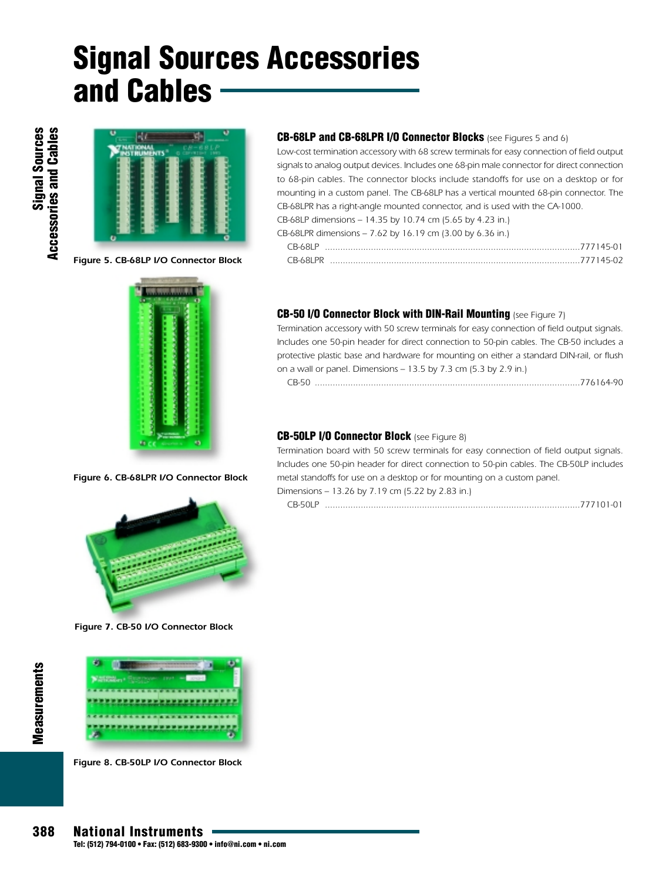# Signal Sources Accessories and Cables

Figure 5. CB-68LP I/O Connector Block

Figure 6. CB-68LPR I/O Connector Block

Figure 7. CB-50 I/O Connector Block

Figure 8. CB-50LP I/O Connector Block

### CB-68LP and CB-68LPR I/O Connector Blocks (see Figures 5 and 6)

Low-cost termination accessory with 68 screw terminals for easy connection of field output signals to analog output devices. Includes one 68-pin male connector for direct connection to 68-pin cables. The connector blocks include standoffs for use on a desktop or for mounting in a custom panel. The CB-68LP has a vertical mounted 68-pin connector. The CB-68LPR has a right-angle mounted connector, and is used with the CA-1000.

CB-68LP dimensions – 14.35 by 10.74 cm (5.65 by 4.23 in.)

CB-68LPR dimensions – 7.62 by 16.19 cm (3.00 by 6.36 in.)

CB-68LP ........................................................................................777145-01

CB-68LPR ......................................................................................777145-02

### CB-50 I/O Connector Block with DIN-Rail Mounting (see Figure 7)

Termination accessory with 50 screw terminals for easy connection of field output signals. Includes one 50-pin header for direct connection to 50-pin cables. The CB-50 includes a protective plastic base and hardware for mounting on either a standard DIN-rail, or flush on a wall or panel. Dimensions – 13.5 by 7.3 cm (5.3 by 2.9 in.)

CB-50 ............................................................................................776164-90

### CB-50LP I/O Connector Block (see Figure 8)

Termination board with 50 screw terminals for easy connection of field output signals. Includes one 50-pin header for direct connection to 50-pin cables. The CB-50LP includes metal standoffs for use on a desktop or for mounting on a custom panel.

Dimensions – 13.26 by 7.19 cm (5.22 by 2.83 in.)

CB-50LP ........................................................................................777101-01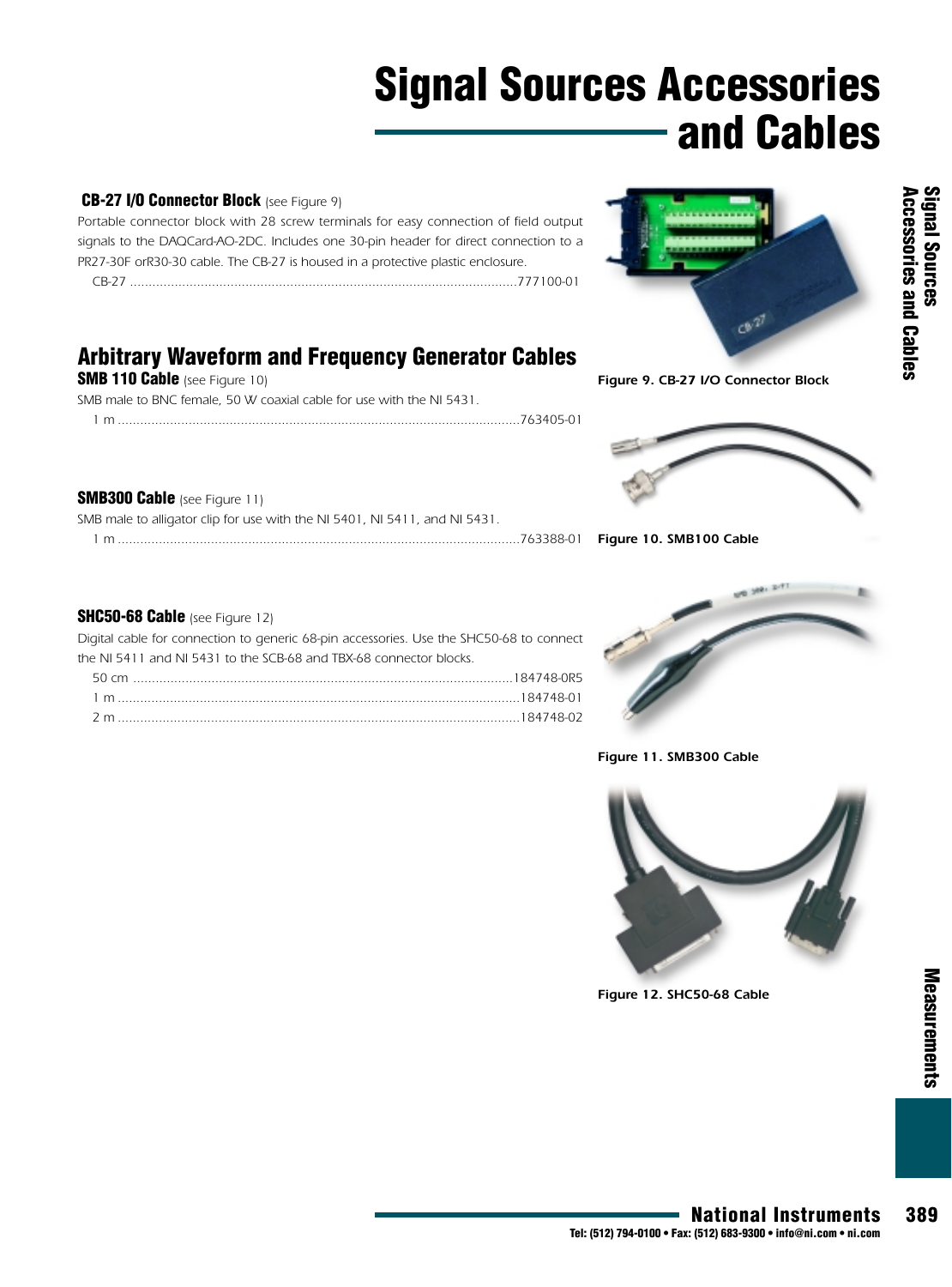# Signal Sources Accessories and Cables

### CB-27 I/O Connector Block (see Figure 9)

Portable connector block with 28 screw terminals for easy connection of field output signals to the DAQCard-AO-2DC. Includes one 30-pin header for direct connection to a PR27-30F orR30-30 cable. The CB-27 is housed in a protective plastic enclosure.

CB-27 ........................................................................................................777100-01

Figure 9. CB-27 I/O Connector Block

## Arbitrary Waveform and Frequency Generator Cables

### SMB 110 Cable (see Figure 10)

SMB male to BNC female, 50 W coaxial cable for use with the NI 5431.

1 m ...........................................................................................................763405-01

Figure 10. SMB100 Cable

### SMB300 Cable (see Figure 11)

SMB male to alligator clip for use with the NI 5401, NI 5411, and NI 5431.

1 m ...........................................................................................................763388-01

Figure 11. SMB300 Cable

### SHC50-68 Cable (see Figure 12)

Digital cable for connection to generic 68-pin accessories. Use the SHC50-68 to connect the NI 5411 and NI 5431 to the SCB-68 and TBX-68 connector blocks.

50 cm .......................................................................................................184748-0R5
1 m ...........................................................................................................184748-01
2 m ...........................................................................................................184748-02

Figure 12. SHC50-68 Cable

**National Instruments**
Tel: (512) 794-0100 • Fax: (512) 683-9300 • info@ni.com • ni.com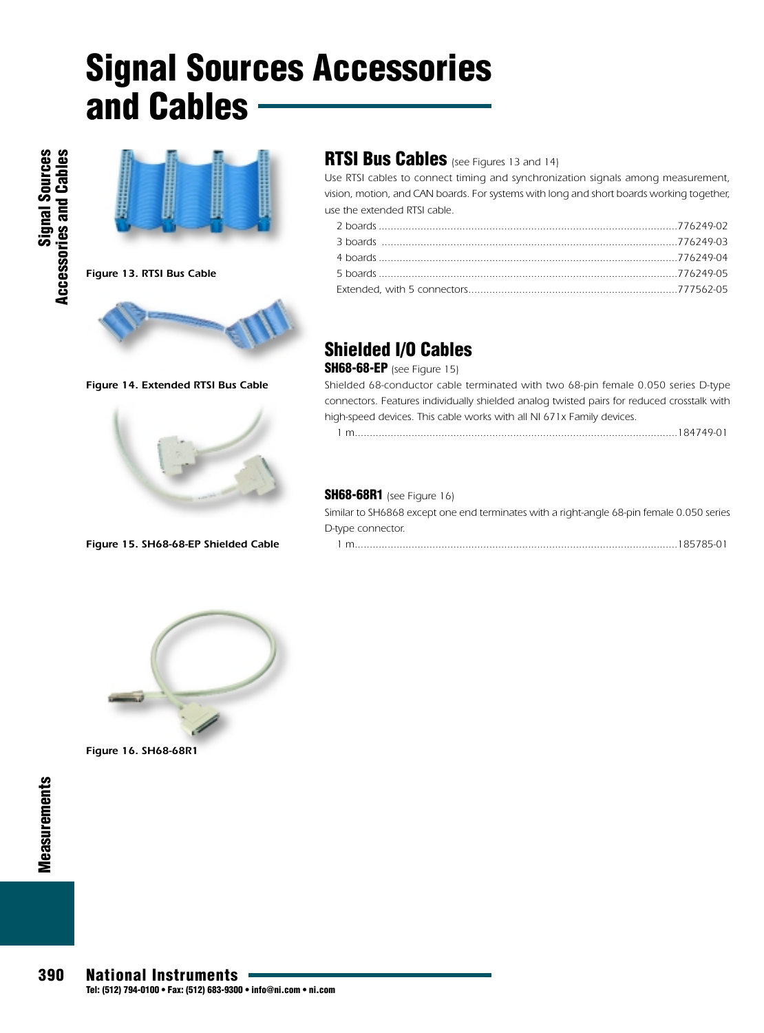# Signal Sources Accessories and Cables

Figure 13. RTSI Bus Cable

Figure 14. Extended RTSI Bus Cable

Figure 15. SH68-68-EP Shielded Cable

Figure 16. SH68-68R1

## RTSI Bus Cables (see Figures 13 and 14)

Use RTSI cables to connect timing and synchronization signals among measurement, vision, motion, and CAN boards. For systems with long and short boards working together, use the extended RTSI cable.

- 2 boards ........................................................776249-02
- 3 boards ........................................................776249-03
- 4 boards ........................................................776249-04
- 5 boards ........................................................776249-05
- Extended, with 5 connectors ...............................777562-05

## Shielded I/O Cables

### SH68-68-EP (see Figure 15)

Shielded 68-conductor cable terminated with two 68-pin female 0.050 series D-type connectors. Features individually shielded analog twisted pairs for reduced crosstalk with high-speed devices. This cable works with all NI 671x Family devices.

- 1 m ........................................................184749-01

### SH68-68R1 (see Figure 16)

Similar to SH6868 except one end terminates with a right-angle 68-pin female 0.050 series D-type connector.

- 1 m ........................................................185785-01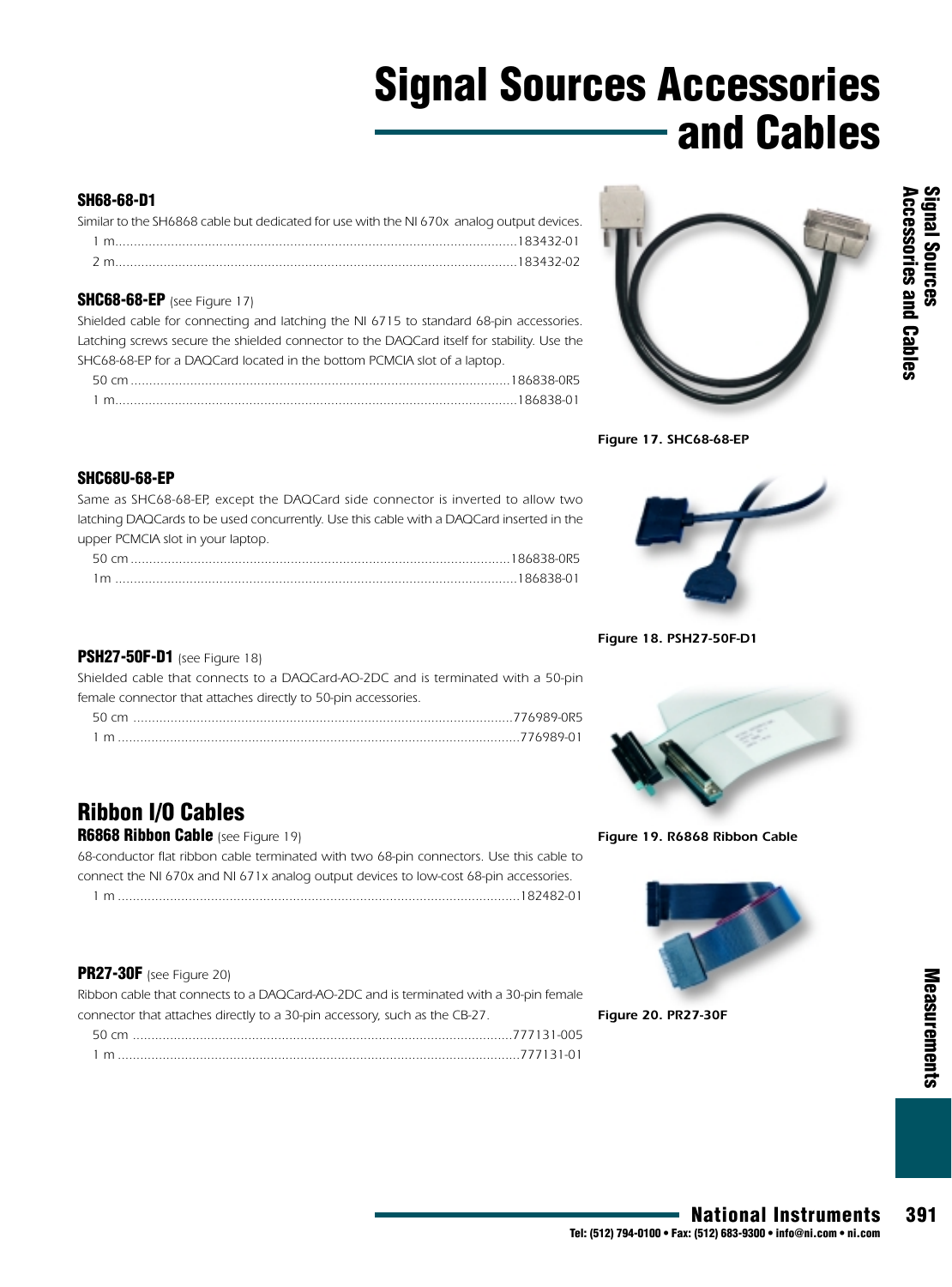# Signal Sources Accessories and Cables

### SH68-68-D1

Similar to the SH6868 cable but dedicated for use with the NI 670x analog output devices.

1 m ............................................................ 183432-01
2 m ............................................................ 183432-02

### SHC68-68-EP (see Figure 17)

Shielded cable for connecting and latching the NI 6715 to standard 68-pin accessories. Latching screws secure the shielded connector to the DAQCard itself for stability. Use the SHC68-68-EP for a DAQCard located in the bottom PCMCIA slot of a laptop.

50 cm ............................................................ 186838-0R5
1 m ............................................................ 186838-01

Figure 17. SHC68-68-EP

### SHC68U-68-EP

Same as SHC68-68-EP, except the DAQCard side connector is inverted to allow two latching DAQCards to be used concurrently. Use this cable with a DAQCard inserted in the upper PCMCIA slot in your laptop.

50 cm ............................................................ 186838-0R5
1m ............................................................ 186838-01

Figure 18. PSH27-50F-D1

### PSH27-50F-D1 (see Figure 18)

Shielded cable that connects to a DAQCard-AO-2DC and is terminated with a 50-pin female connector that attaches directly to 50-pin accessories.

50 cm ............................................................ 776989-0R5
1 m ............................................................ 776989-01

## Ribbon I/O Cables

### R6868 Ribbon Cable (see Figure 19)

68-conductor flat ribbon cable terminated with two 68-pin connectors. Use this cable to connect the NI 670x and NI 671x analog output devices to low-cost 68-pin accessories.

1 m ............................................................ 182482-01

Figure 19. R6868 Ribbon Cable

### PR27-30F (see Figure 20)

Ribbon cable that connects to a DAQCard-AO-2DC and is terminated with a 30-pin female connector that attaches directly to a 30-pin accessory, such as the CB-27.

50 cm ............................................................ 777131-005
1 m ............................................................ 777131-01

Figure 20. PR27-30F